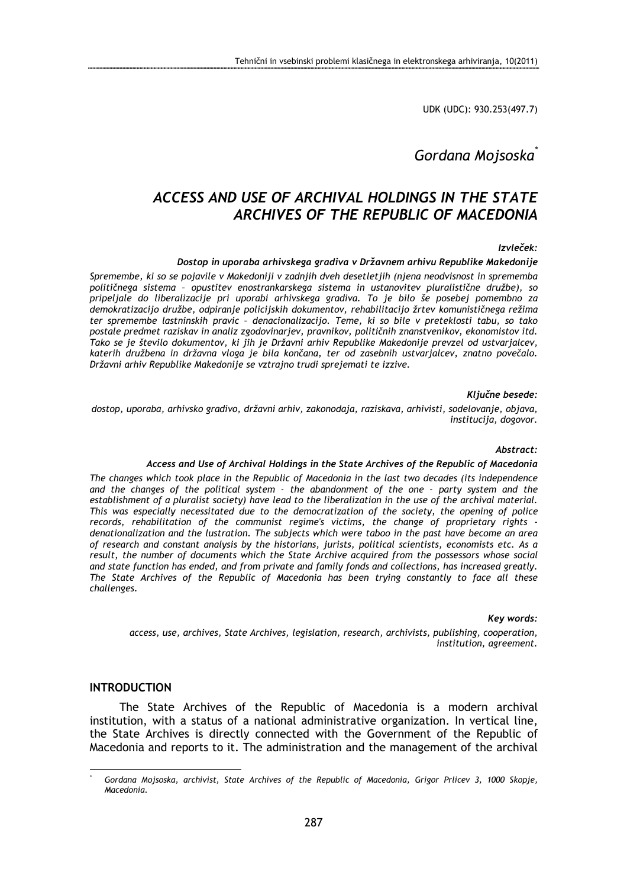UDK (UDC): 930.253(497.7)

*Gordana Mojsoska*[*]

# *ACCESS AND USE OF ARCHIVAL HOLDINGS IN THE STATE ARCHIVES OF THE REPUBLIC OF MACEDONIA*

***Izvleček:***

***Dostop in uporaba arhivskega gradiva v Državnem arhivu Republike Makedonije***

*Spremembe, ki so se pojavile v Makedoniji v zadnjih dveh desetletjih (njena neodvisnost in sprememba političnega sistema – opustitev enostrankarskega sistema in ustanovitev pluralistične družbe), so pripeljale do liberalizacije pri uporabi arhivskega gradiva. To je bilo še posebej pomembno za demokratizacijo družbe, odpiranje policijskih dokumentov, rehabilitacijo žrtev komunističnega režima ter spremembe lastninskih pravic – denacionalizacijo. Teme, ki so bile v preteklosti tabu, so tako postale predmet raziskav in analiz zgodovinarjev, pravnikov, političnih znanstvenikov, ekonomistov itd. Tako se je število dokumentov, ki jih je Državni arhiv Republike Makedonije prevzel od ustvarjalcev, katerih družbena in državna vloga je bila končana, ter od zasebnih ustvarjalcev, znatno povečalo. Državni arhiv Republike Makedonije se vztrajno trudi sprejemati te izzive.*

***Ključne besede:***

*dostop, uporaba, arhivsko gradivo, državni arhiv, zakonodaja, raziskava, arhivisti, sodelovanje, objava, institucija, dogovor.*

***Abstract:***

***Access and Use of Archival Holdings in the State Archives of the Republic of Macedonia***

*The changes which took place in the Republic of Macedonia in the last two decades (its independence and the changes of the political system - the abandonment of the one - party system and the establishment of a pluralist society) have lead to the liberalization in the use of the archival material. This was especially necessitated due to the democratization of the society, the opening of police records, rehabilitation of the communist regime's victims, the change of proprietary rights - denationalization and the lustration. The subjects which were taboo in the past have become an area of research and constant analysis by the historians, jurists, political scientists, economists etc. As a result, the number of documents which the State Archive acquired from the possessors whose social and state function has ended, and from private and family fonds and collections, has increased greatly. The State Archives of the Republic of Macedonia has been trying constantly to face all these challenges.*

***Key words:***

*access, use, archives, State Archives, legislation, research, archivists, publishing, cooperation, institution, agreement.*

## INTRODUCTION

The State Archives of the Republic of Macedonia is a modern archival institution, with a status of a national administrative organization. In vertical line, the State Archives is directly connected with the Government of the Republic of Macedonia and reports to it. The administration and the management of the archival

[*] *Gordana Mojsoska, archivist, State Archives of the Republic of Macedonia, Grigor Prlicev 3, 1000 Skopje, Macedonia.*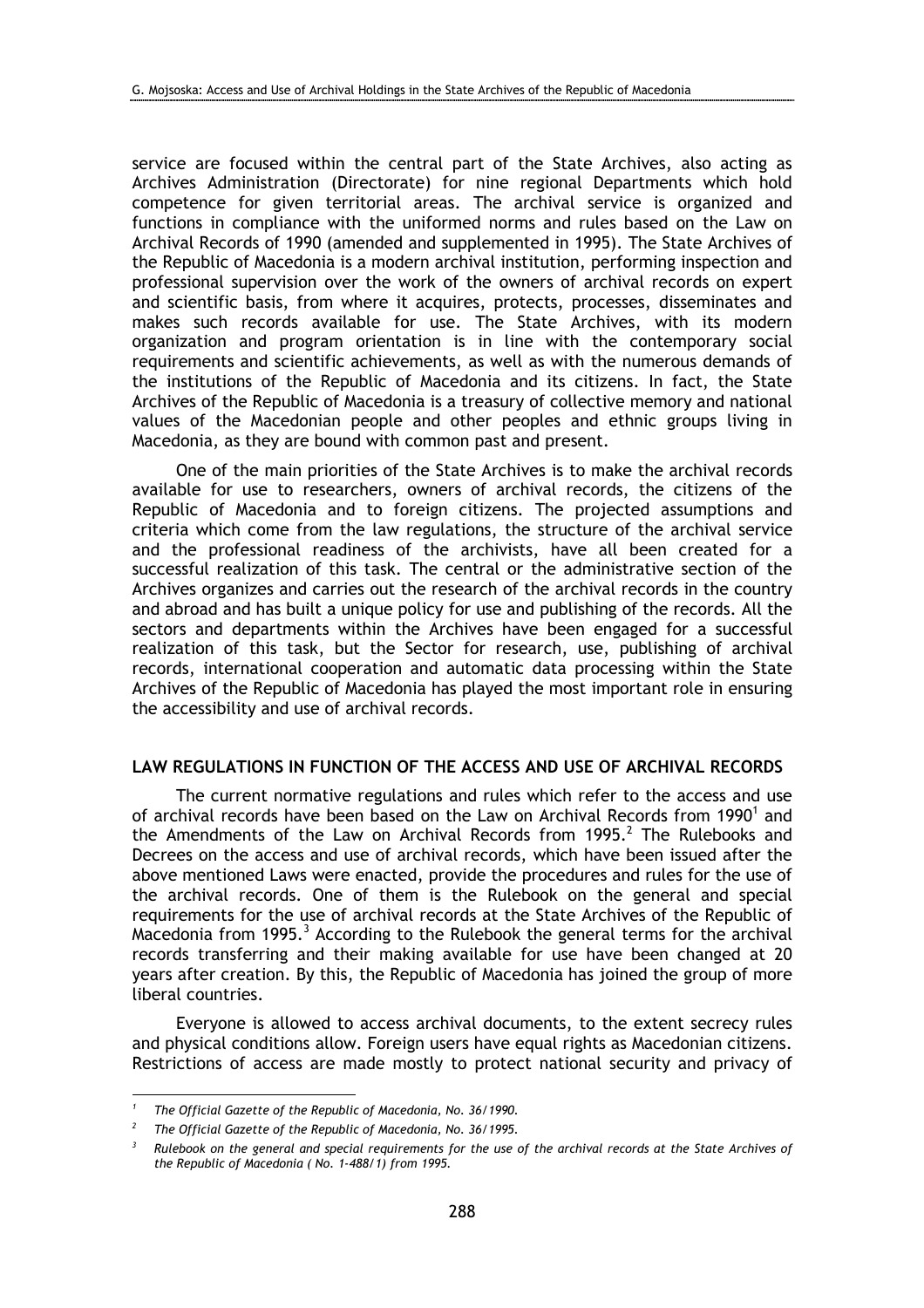service are focused within the central part of the State Archives, also acting as Archives Administration (Directorate) for nine regional Departments which hold competence for given territorial areas. The archival service is organized and functions in compliance with the uniformed norms and rules based on the Law on Archival Records of 1990 (amended and supplemented in 1995). The State Archives of the Republic of Macedonia is a modern archival institution, performing inspection and professional supervision over the work of the owners of archival records on expert and scientific basis, from where it acquires, protects, processes, disseminates and makes such records available for use. The State Archives, with its modern organization and program orientation is in line with the contemporary social requirements and scientific achievements, as well as with the numerous demands of the institutions of the Republic of Macedonia and its citizens. In fact, the State Archives of the Republic of Macedonia is a treasury of collective memory and national values of the Macedonian people and other peoples and ethnic groups living in Macedonia, as they are bound with common past and present.

One of the main priorities of the State Archives is to make the archival records available for use to researchers, owners of archival records, the citizens of the Republic of Macedonia and to foreign citizens. The projected assumptions and criteria which come from the law regulations, the structure of the archival service and the professional readiness of the archivists, have all been created for a successful realization of this task. The central or the administrative section of the Archives organizes and carries out the research of the archival records in the country and abroad and has built a unique policy for use and publishing of the records. All the sectors and departments within the Archives have been engaged for a successful realization of this task, but the Sector for research, use, publishing of archival records, international cooperation and automatic data processing within the State Archives of the Republic of Macedonia has played the most important role in ensuring the accessibility and use of archival records.

## LAW REGULATIONS IN FUNCTION OF THE ACCESS AND USE OF ARCHIVAL RECORDS

The current normative regulations and rules which refer to the access and use of archival records have been based on the Law on Archival Records from 1990[1] and the Amendments of the Law on Archival Records from 1995.[2] The Rulebooks and Decrees on the access and use of archival records, which have been issued after the above mentioned Laws were enacted, provide the procedures and rules for the use of the archival records. One of them is the Rulebook on the general and special requirements for the use of archival records at the State Archives of the Republic of Macedonia from 1995.[3] According to the Rulebook the general terms for the archival records transferring and their making available for use have been changed at 20 years after creation. By this, the Republic of Macedonia has joined the group of more liberal countries.

Everyone is allowed to access archival documents, to the extent secrecy rules and physical conditions allow. Foreign users have equal rights as Macedonian citizens. Restrictions of access are made mostly to protect national security and privacy of

---

[1] *The Official Gazette of the Republic of Macedonia, No. 36/1990.*

[2] *The Official Gazette of the Republic of Macedonia, No. 36/1995.*

[3] *Rulebook on the general and special requirements for the use of the archival records at the State Archives of the Republic of Macedonia ( No. 1-488/1) from 1995.*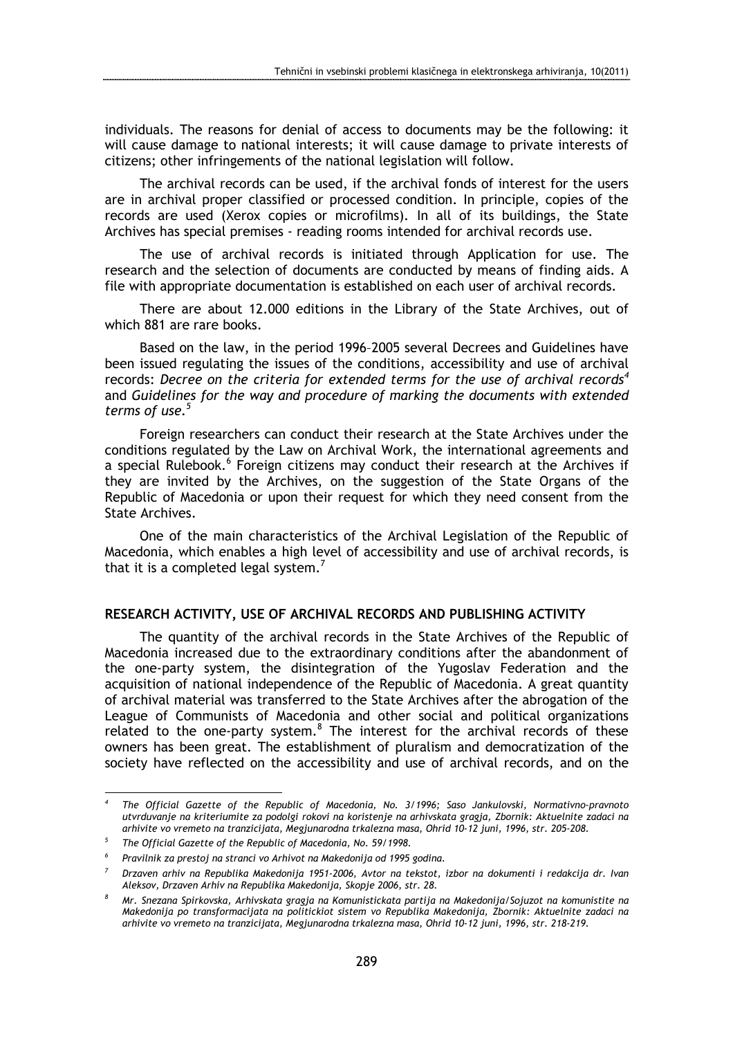individuals. The reasons for denial of access to documents may be the following: it will cause damage to national interests; it will cause damage to private interests of citizens; other infringements of the national legislation will follow.

The archival records can be used, if the archival fonds of interest for the users are in archival proper classified or processed condition. In principle, copies of the records are used (Xerox copies or microfilms). In all of its buildings, the State Archives has special premises - reading rooms intended for archival records use.

The use of archival records is initiated through Application for use. The research and the selection of documents are conducted by means of finding aids. A file with appropriate documentation is established on each user of archival records.

There are about 12.000 editions in the Library of the State Archives, out of which 881 are rare books.

Based on the law, in the period 1996–2005 several Decrees and Guidelines have been issued regulating the issues of the conditions, accessibility and use of archival records: *Decree on the criteria for extended terms for the use of archival records*[4] and *Guidelines for the way and procedure of marking the documents with extended terms of use*.[5]

Foreign researchers can conduct their research at the State Archives under the conditions regulated by the Law on Archival Work, the international agreements and a special Rulebook.[6] Foreign citizens may conduct their research at the Archives if they are invited by the Archives, on the suggestion of the State Organs of the Republic of Macedonia or upon their request for which they need consent from the State Archives.

One of the main characteristics of the Archival Legislation of the Republic of Macedonia, which enables a high level of accessibility and use of archival records, is that it is a completed legal system.[7]

## RESEARCH ACTIVITY, USE OF ARCHIVAL RECORDS AND PUBLISHING ACTIVITY

The quantity of the archival records in the State Archives of the Republic of Macedonia increased due to the extraordinary conditions after the abandonment of the one-party system, the disintegration of the Yugoslav Federation and the acquisition of national independence of the Republic of Macedonia. A great quantity of archival material was transferred to the State Archives after the abrogation of the League of Communists of Macedonia and other social and political organizations related to the one-party system.[8] The interest for the archival records of these owners has been great. The establishment of pluralism and democratization of the society have reflected on the accessibility and use of archival records, and on the

---

[4] *The Official Gazette of the Republic of Macedonia, No. 3/1996; Saso Jankulovski, Normativno-pravnoto utvrduvanje na kriteriumite za podolgi rokovi na koristenje na arhivskata gragja, Zbornik: Aktuelnite zadaci na arhivite vo vremeto na tranzicijata, Megjunarodna trkalezna masa, Ohrid 10-12 juni, 1996, str. 205-208.*

[5] *The Official Gazette of the Republic of Macedonia, No. 59/1998.*

[6] *Pravilnik za prestoj na stranci vo Arhivot na Makedonija od 1995 godina.*

[7] *Drzaven arhiv na Republika Makedonija 1951-2006, Avtor na tekstot, izbor na dokumenti i redakcija dr. Ivan Aleksov, Drzaven Arhiv na Republika Makedonija, Skopje 2006, str. 28.*

[8] *Mr. Snezana Spirkovska, Arhivskata gragja na Komunistickata partija na Makedonija/Sojuzot na komunistite na Makedonija po transformacijata na politickiot sistem vo Republika Makedonija, Zbornik: Aktuelnite zadaci na arhivite vo vremeto na tranzicijata, Megjunarodna trkalezna masa, Ohrid 10-12 juni, 1996, str. 218-219.*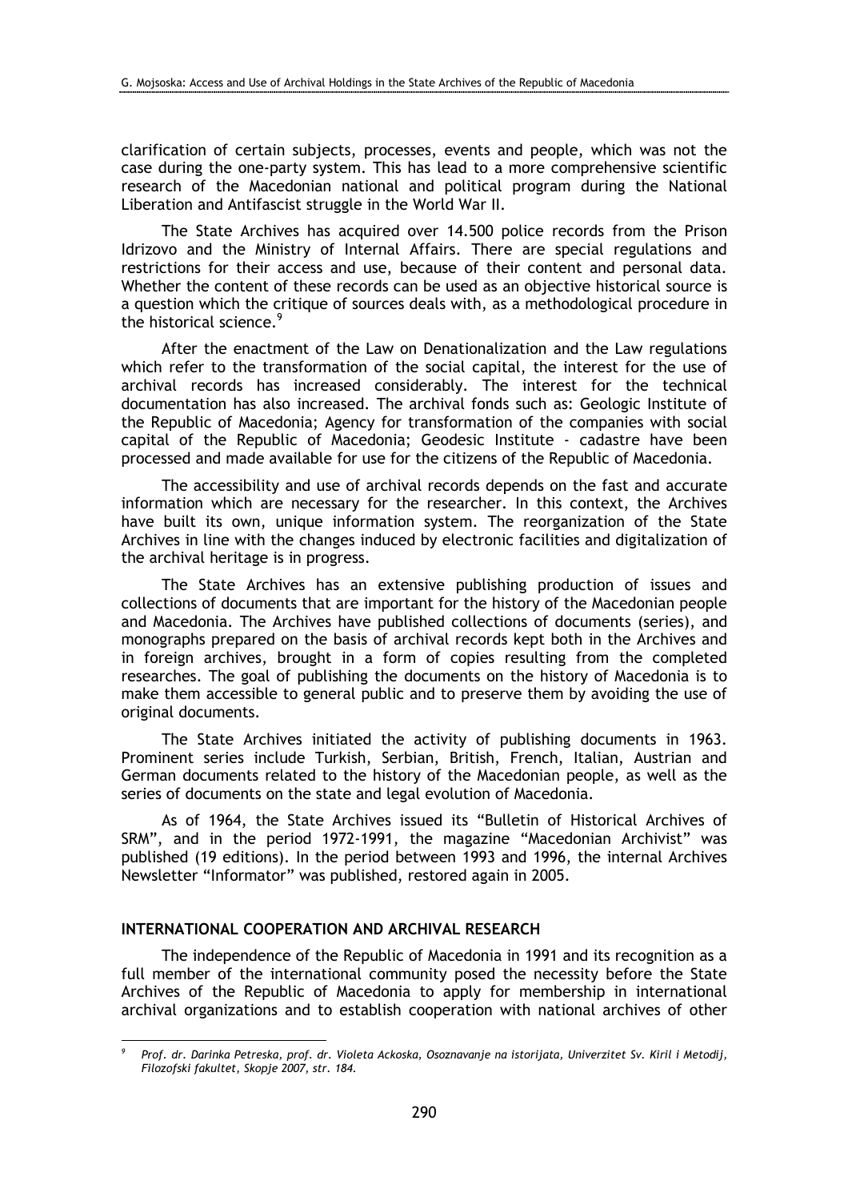clarification of certain subjects, processes, events and people, which was not the case during the one-party system. This has lead to a more comprehensive scientific research of the Macedonian national and political program during the National Liberation and Antifascist struggle in the World War II.

The State Archives has acquired over 14.500 police records from the Prison Idrizovo and the Ministry of Internal Affairs. There are special regulations and restrictions for their access and use, because of their content and personal data. Whether the content of these records can be used as an objective historical source is a question which the critique of sources deals with, as a methodological procedure in the historical science.[9]

After the enactment of the Law on Denationalization and the Law regulations which refer to the transformation of the social capital, the interest for the use of archival records has increased considerably. The interest for the technical documentation has also increased. The archival fonds such as: Geologic Institute of the Republic of Macedonia; Agency for transformation of the companies with social capital of the Republic of Macedonia; Geodesic Institute - cadastre have been processed and made available for use for the citizens of the Republic of Macedonia.

The accessibility and use of archival records depends on the fast and accurate information which are necessary for the researcher. In this context, the Archives have built its own, unique information system. The reorganization of the State Archives in line with the changes induced by electronic facilities and digitalization of the archival heritage is in progress.

The State Archives has an extensive publishing production of issues and collections of documents that are important for the history of the Macedonian people and Macedonia. The Archives have published collections of documents (series), and monographs prepared on the basis of archival records kept both in the Archives and in foreign archives, brought in a form of copies resulting from the completed researches. The goal of publishing the documents on the history of Macedonia is to make them accessible to general public and to preserve them by avoiding the use of original documents.

The State Archives initiated the activity of publishing documents in 1963. Prominent series include Turkish, Serbian, British, French, Italian, Austrian and German documents related to the history of the Macedonian people, as well as the series of documents on the state and legal evolution of Macedonia.

As of 1964, the State Archives issued its "Bulletin of Historical Archives of SRM", and in the period 1972-1991, the magazine "Macedonian Archivist" was published (19 editions). In the period between 1993 and 1996, the internal Archives Newsletter "Informator" was published, restored again in 2005.

## INTERNATIONAL COOPERATION AND ARCHIVAL RESEARCH

The independence of the Republic of Macedonia in 1991 and its recognition as a full member of the international community posed the necessity before the State Archives of the Republic of Macedonia to apply for membership in international archival organizations and to establish cooperation with national archives of other

---

[9] *Prof. dr. Darinka Petreska, prof. dr. Violeta Ackoska, Osoznavanje na istorijata, Univerzitet Sv. Kiril i Metodij, Filozofski fakultet, Skopje 2007, str. 184.*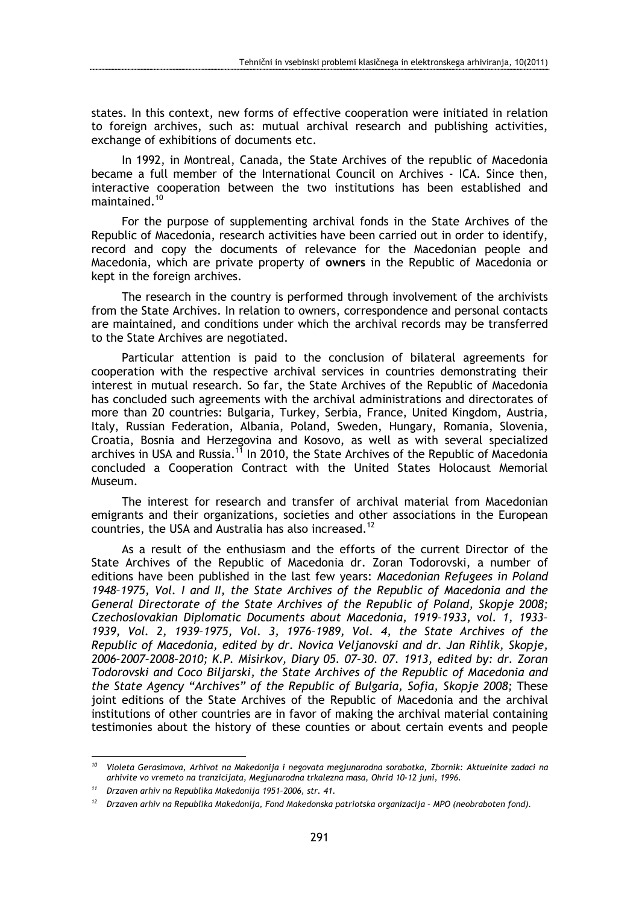states. In this context, new forms of effective cooperation were initiated in relation to foreign archives, such as: mutual archival research and publishing activities, exchange of exhibitions of documents etc.

In 1992, in Montreal, Canada, the State Archives of the republic of Macedonia became a full member of the International Council on Archives - ICA. Since then, interactive cooperation between the two institutions has been established and maintained.[10]

For the purpose of supplementing archival fonds in the State Archives of the Republic of Macedonia, research activities have been carried out in order to identify, record and copy the documents of relevance for the Macedonian people and Macedonia, which are private property of **owners** in the Republic of Macedonia or kept in the foreign archives.

The research in the country is performed through involvement of the archivists from the State Archives. In relation to owners, correspondence and personal contacts are maintained, and conditions under which the archival records may be transferred to the State Archives are negotiated.

Particular attention is paid to the conclusion of bilateral agreements for cooperation with the respective archival services in countries demonstrating their interest in mutual research. So far, the State Archives of the Republic of Macedonia has concluded such agreements with the archival administrations and directorates of more than 20 countries: Bulgaria, Turkey, Serbia, France, United Kingdom, Austria, Italy, Russian Federation, Albania, Poland, Sweden, Hungary, Romania, Slovenia, Croatia, Bosnia and Herzegovina and Kosovo, as well as with several specialized archives in USA and Russia.[11] In 2010, the State Archives of the Republic of Macedonia concluded a Cooperation Contract with the United States Holocaust Memorial Museum.

The interest for research and transfer of archival material from Macedonian emigrants and their organizations, societies and other associations in the European countries, the USA and Australia has also increased.[12]

As a result of the enthusiasm and the efforts of the current Director of the State Archives of the Republic of Macedonia dr. Zoran Todorovski, a number of editions have been published in the last few years: *Macedonian Refugees in Poland 1948–1975, Vol. I and II, the State Archives of the Republic of Macedonia and the General Directorate of the State Archives of the Republic of Poland, Skopje 2008; Czechoslovakian Diplomatic Documents about Macedonia, 1919–1933, vol. 1, 1933–1939, Vol. 2, 1939–1975, Vol. 3, 1976–1989, Vol. 4, the State Archives of the Republic of Macedonia, edited by dr. Novica Veljanovski and dr. Jan Rihlik, Skopje, 2006–2007–2008–2010; K.P. Misirkov, Diary 05. 07–30. 07. 1913, edited by: dr. Zoran Todorovski and Coco Biljarski, the State Archives of the Republic of Macedonia and the State Agency "Archives" of the Republic of Bulgaria, Sofia, Skopje 2008;* These joint editions of the State Archives of the Republic of Macedonia and the archival institutions of other countries are in favor of making the archival material containing testimonies about the history of these counties or about certain events and people

---

[10] *Violeta Gerasimova, Arhivot na Makedonija i negovata megjunarodna sorabotka, Zbornik: Aktuelnite zadaci na arhivite vo vremeto na tranzicijata, Megjunarodna trkalezna masa, Ohrid 10-12 juni, 1996.*

[11] *Drzaven arhiv na Republika Makedonija 1951–2006, str. 41.*

[12] *Drzaven arhiv na Republika Makedonija, Fond Makedonska patriotska organizacija – MPO (neobraboten fond).*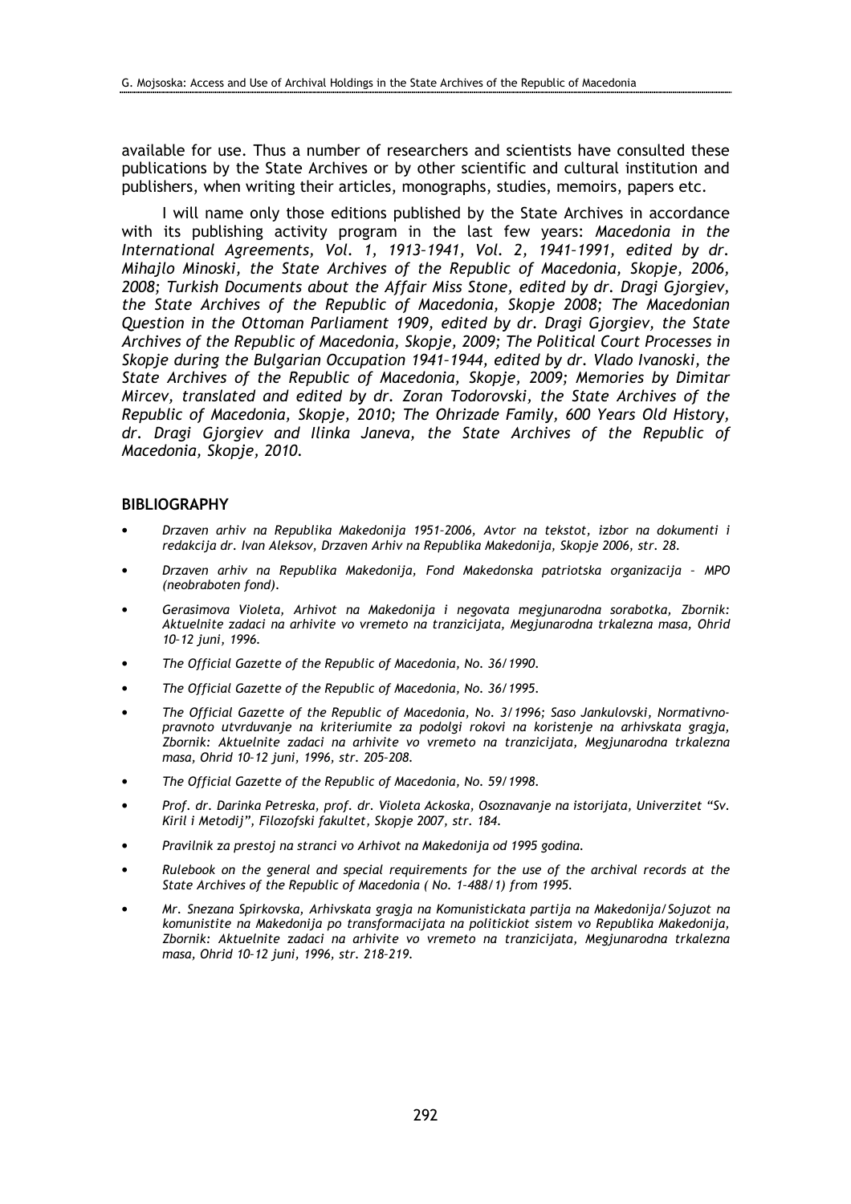available for use. Thus a number of researchers and scientists have consulted these publications by the State Archives or by other scientific and cultural institution and publishers, when writing their articles, monographs, studies, memoirs, papers etc.

I will name only those editions published by the State Archives in accordance with its publishing activity program in the last few years: *Macedonia in the International Agreements, Vol. 1, 1913–1941, Vol. 2, 1941–1991, edited by dr. Mihajlo Minoski, the State Archives of the Republic of Macedonia, Skopje, 2006, 2008; Turkish Documents about the Affair Miss Stone, edited by dr. Dragi Gjorgiev, the State Archives of the Republic of Macedonia, Skopje 2008; The Macedonian Question in the Ottoman Parliament 1909, edited by dr. Dragi Gjorgiev, the State Archives of the Republic of Macedonia, Skopje, 2009; The Political Court Processes in Skopje during the Bulgarian Occupation 1941–1944, edited by dr. Vlado Ivanoski, the State Archives of the Republic of Macedonia, Skopje, 2009; Memories by Dimitar Mircev, translated and edited by dr. Zoran Todorovski, the State Archives of the Republic of Macedonia, Skopje, 2010; The Ohrizade Family, 600 Years Old History, dr. Dragi Gjorgiev and Ilinka Janeva, the State Archives of the Republic of Macedonia, Skopje, 2010.*

## BIBLIOGRAPHY

- *Drzaven arhiv na Republika Makedonija 1951–2006, Avtor na tekstot, izbor na dokumenti i redakcija dr. Ivan Aleksov, Drzaven Arhiv na Republika Makedonija, Skopje 2006, str. 28.*
- *Drzaven arhiv na Republika Makedonija, Fond Makedonska patriotska organizacija – MPO (neobraboten fond).*
- *Gerasimova Violeta, Arhivot na Makedonija i negovata megjunarodna sorabotka, Zbornik: Aktuelnite zadaci na arhivite vo vremeto na tranzicijata, Megjunarodna trkalezna masa, Ohrid 10–12 juni, 1996.*
- *The Official Gazette of the Republic of Macedonia, No. 36/1990.*
- *The Official Gazette of the Republic of Macedonia, No. 36/1995.*
- *The Official Gazette of the Republic of Macedonia, No. 3/1996; Saso Jankulovski, Normativno-pravnoto utvrduvanje na kriteriumite za podolgi rokovi na koristenje na arhivskata gragja, Zbornik: Aktuelnite zadaci na arhivite vo vremeto na tranzicijata, Megjunarodna trkalezna masa, Ohrid 10–12 juni, 1996, str. 205–208.*
- *The Official Gazette of the Republic of Macedonia, No. 59/1998.*
- *Prof. dr. Darinka Petreska, prof. dr. Violeta Ackoska, Osoznavanje na istorijata, Univerzitet "Sv. Kiril i Metodij", Filozofski fakultet, Skopje 2007, str. 184.*
- *Pravilnik za prestoj na stranci vo Arhivot na Makedonija od 1995 godina.*
- *Rulebook on the general and special requirements for the use of the archival records at the State Archives of the Republic of Macedonia ( No. 1–488/1) from 1995.*
- *Mr. Snezana Spirkovska, Arhivskata gragja na Komunistickata partija na Makedonija/Sojuzot na komunistite na Makedonija po transformacijata na politickiot sistem vo Republika Makedonija, Zbornik: Aktuelnite zadaci na arhivite vo vremeto na tranzicijata, Megjunarodna trkalezna masa, Ohrid 10–12 juni, 1996, str. 218–219.*